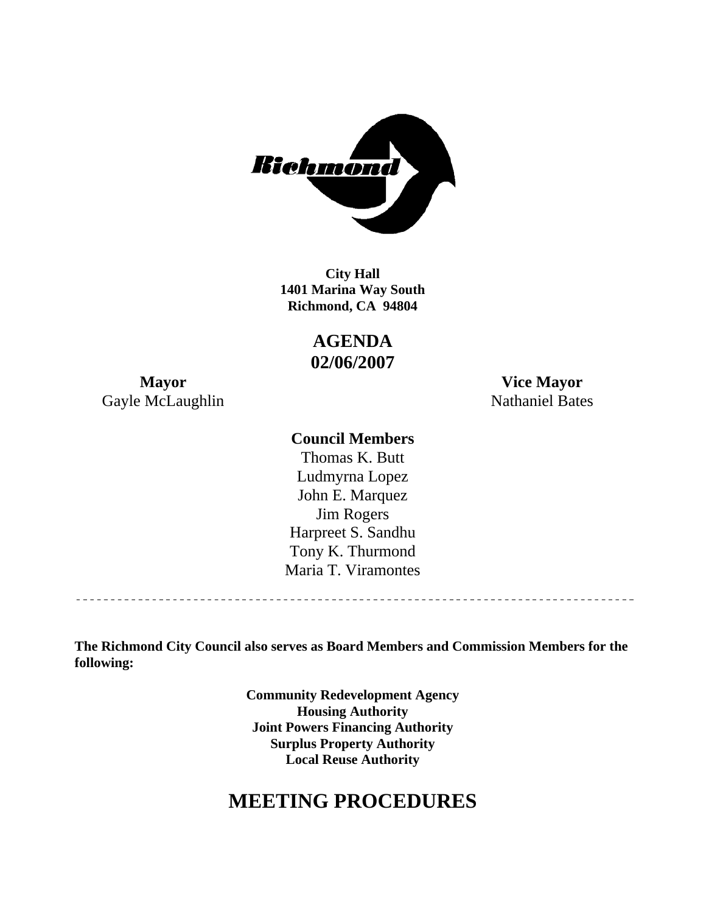**City Hall**
**1401 Marina Way South**
**Richmond, CA 94804**

# AGENDA
# 02/06/2007

**Mayor**
Gayle McLaughlin

**Vice Mayor**
Nathaniel Bates

**Council Members**
Thomas K. Butt
Ludmyrna Lopez
John E. Marquez
Jim Rogers
Harpreet S. Sandhu
Tony K. Thurmond
Maria T. Viramontes

---

**The Richmond City Council also serves as Board Members and Commission Members for the following:**

**Community Redevelopment Agency**
**Housing Authority**
**Joint Powers Financing Authority**
**Surplus Property Authority**
**Local Reuse Authority**

# MEETING PROCEDURES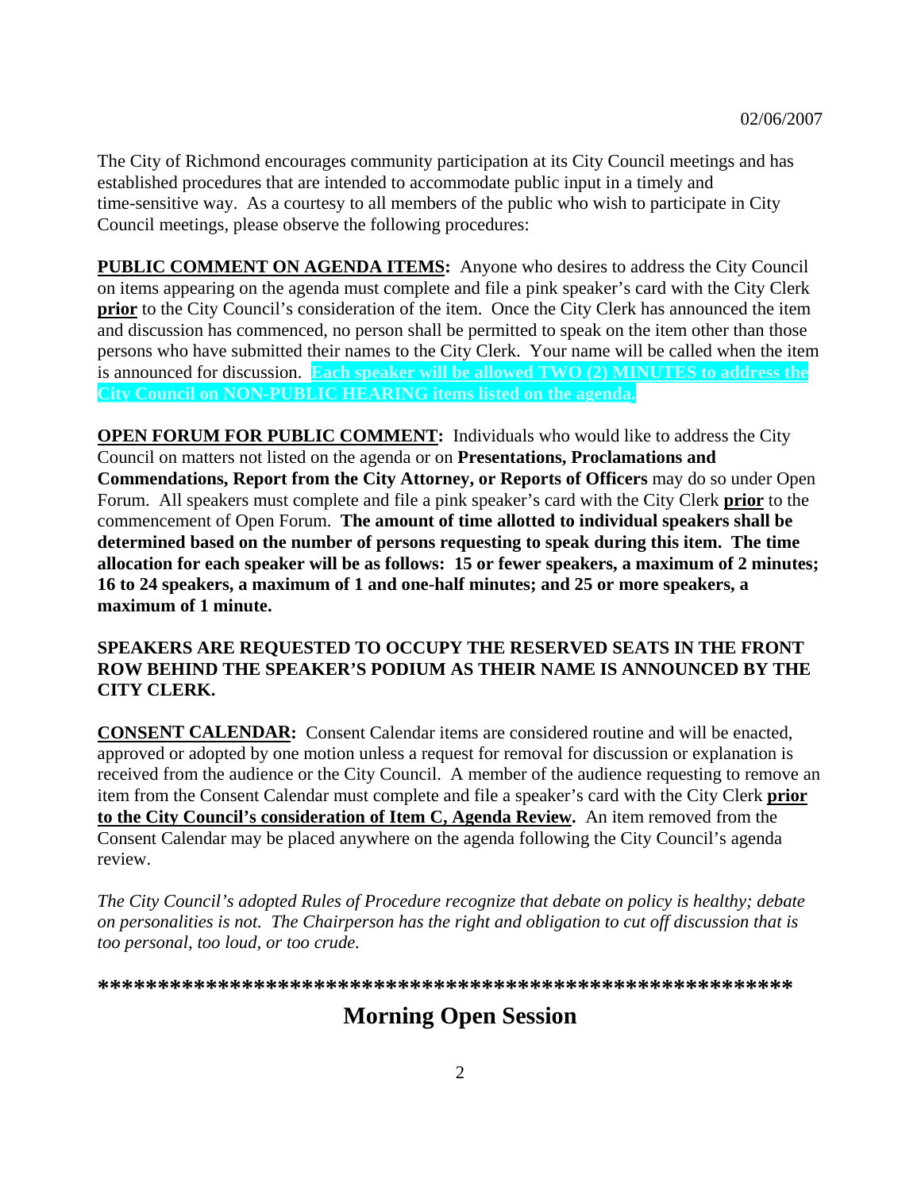02/06/2007

The City of Richmond encourages community participation at its City Council meetings and has established procedures that are intended to accommodate public input in a timely and time-sensitive way. As a courtesy to all members of the public who wish to participate in City Council meetings, please observe the following procedures:

**PUBLIC COMMENT ON AGENDA ITEMS:** Anyone who desires to address the City Council on items appearing on the agenda must complete and file a pink speaker's card with the City Clerk **prior** to the City Council's consideration of the item. Once the City Clerk has announced the item and discussion has commenced, no person shall be permitted to speak on the item other than those persons who have submitted their names to the City Clerk. Your name will be called when the item is announced for discussion. **Each speaker will be allowed TWO (2) MINUTES to address the City Council on NON-PUBLIC HEARING items listed on the agenda.**

**OPEN FORUM FOR PUBLIC COMMENT:** Individuals who would like to address the City Council on matters not listed on the agenda or on **Presentations, Proclamations and Commendations, Report from the City Attorney, or Reports of Officers** may do so under Open Forum. All speakers must complete and file a pink speaker's card with the City Clerk **prior** to the commencement of Open Forum. **The amount of time allotted to individual speakers shall be determined based on the number of persons requesting to speak during this item. The time allocation for each speaker will be as follows: 15 or fewer speakers, a maximum of 2 minutes; 16 to 24 speakers, a maximum of 1 and one-half minutes; and 25 or more speakers, a maximum of 1 minute.**

**SPEAKERS ARE REQUESTED TO OCCUPY THE RESERVED SEATS IN THE FRONT ROW BEHIND THE SPEAKER'S PODIUM AS THEIR NAME IS ANNOUNCED BY THE CITY CLERK.**

**CONSENT CALENDAR:** Consent Calendar items are considered routine and will be enacted, approved or adopted by one motion unless a request for removal for discussion or explanation is received from the audience or the City Council. A member of the audience requesting to remove an item from the Consent Calendar must complete and file a speaker's card with the City Clerk **prior to the City Council's consideration of Item C, Agenda Review.** An item removed from the Consent Calendar may be placed anywhere on the agenda following the City Council's agenda review.

*The City Council's adopted Rules of Procedure recognize that debate on policy is healthy; debate on personalities is not. The Chairperson has the right and obligation to cut off discussion that is too personal, too loud, or too crude.*

**\*\*\*\*\*\*\*\*\*\*\*\*\*\*\*\*\*\*\*\*\*\*\*\*\*\*\*\*\*\*\*\*\*\*\*\*\*\*\*\*\*\*\*\*\*\*\*\*\*\*\*\*\*\*\*\*\*\*\*\*\*\***

## Morning Open Session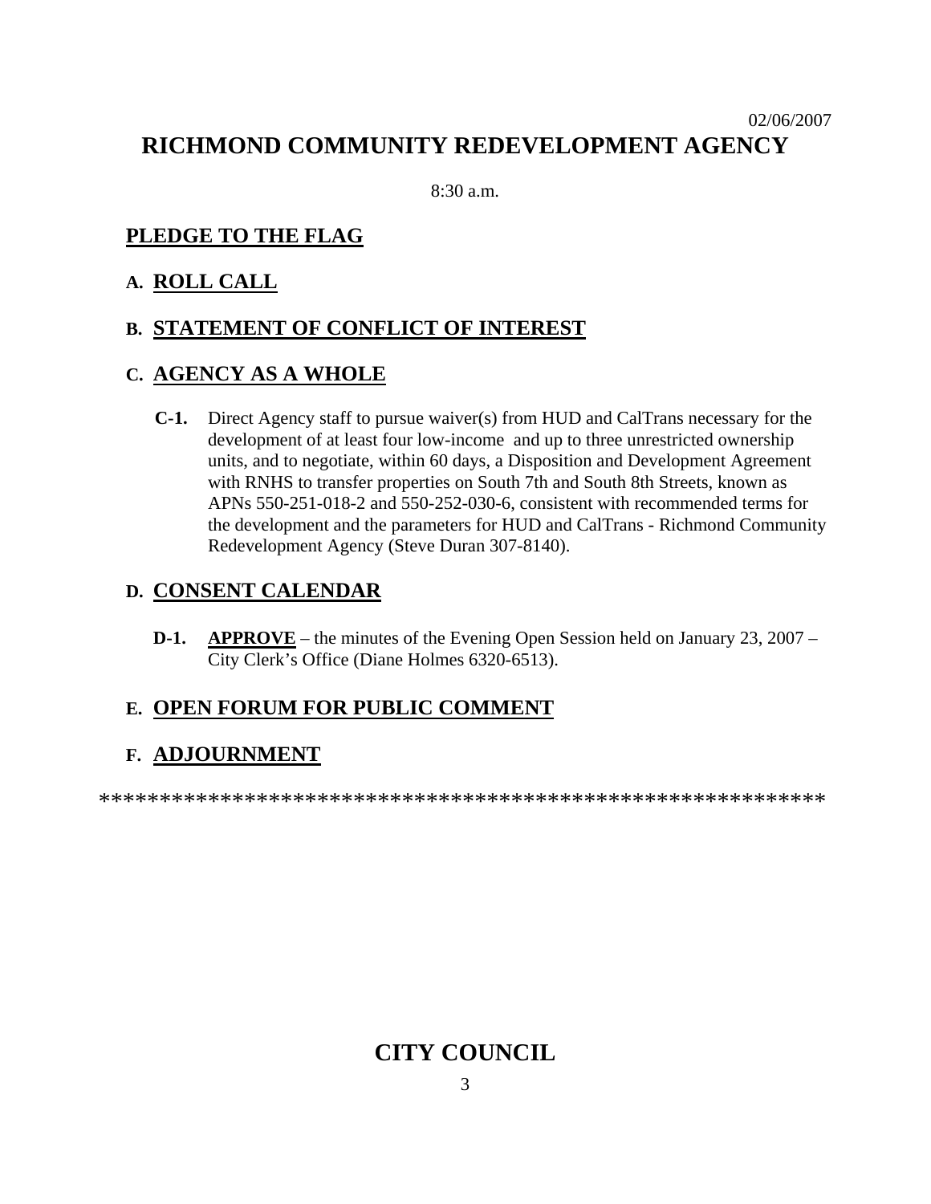02/06/2007

# RICHMOND COMMUNITY REDEVELOPMENT AGENCY

8:30 a.m.

## PLEDGE TO THE FLAG

## A. ROLL CALL

## B. STATEMENT OF CONFLICT OF INTEREST

## C. AGENCY AS A WHOLE

**C-1.** Direct Agency staff to pursue waiver(s) from HUD and CalTrans necessary for the development of at least four low-income and up to three unrestricted ownership units, and to negotiate, within 60 days, a Disposition and Development Agreement with RNHS to transfer properties on South 7th and South 8th Streets, known as APNs 550-251-018-2 and 550-252-030-6, consistent with recommended terms for the development and the parameters for HUD and CalTrans - Richmond Community Redevelopment Agency (Steve Duran 307-8140).

## D. CONSENT CALENDAR

**D-1.** **APPROVE** – the minutes of the Evening Open Session held on January 23, 2007 – City Clerk's Office (Diane Holmes 6320-6513).

## E. OPEN FORUM FOR PUBLIC COMMENT

## F. ADJOURNMENT

************************************************************

# CITY COUNCIL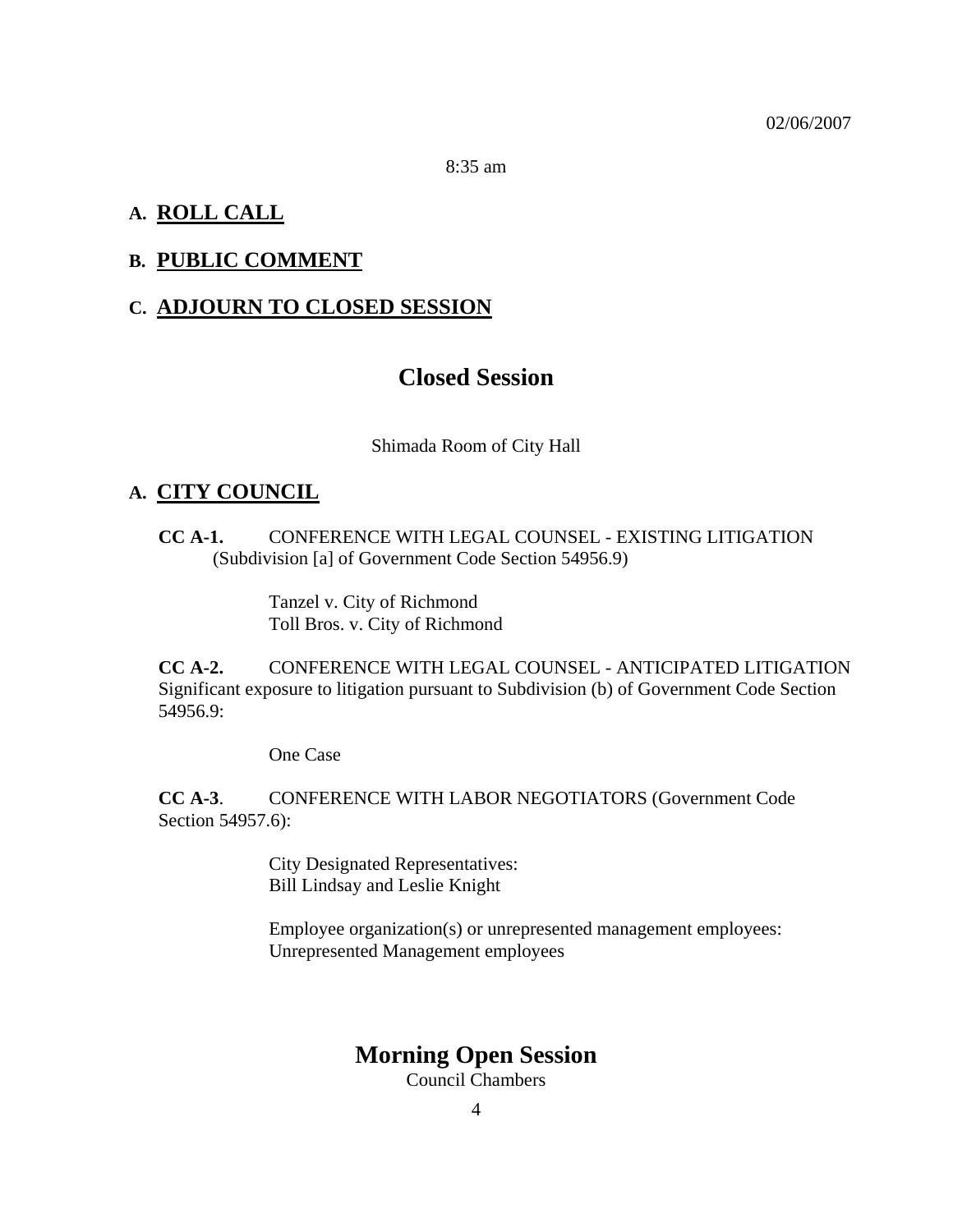02/06/2007

8:35 am

## A. ROLL CALL

## B. PUBLIC COMMENT

## C. ADJOURN TO CLOSED SESSION

# Closed Session

Shimada Room of City Hall

## A. CITY COUNCIL

**CC A-1.** CONFERENCE WITH LEGAL COUNSEL - EXISTING LITIGATION (Subdivision [a] of Government Code Section 54956.9)

Tanzel v. City of Richmond
Toll Bros. v. City of Richmond

**CC A-2.** CONFERENCE WITH LEGAL COUNSEL - ANTICIPATED LITIGATION Significant exposure to litigation pursuant to Subdivision (b) of Government Code Section 54956.9:

One Case

**CC A-3**. CONFERENCE WITH LABOR NEGOTIATORS (Government Code Section 54957.6):

City Designated Representatives:
Bill Lindsay and Leslie Knight

Employee organization(s) or unrepresented management employees:
Unrepresented Management employees

# Morning Open Session

Council Chambers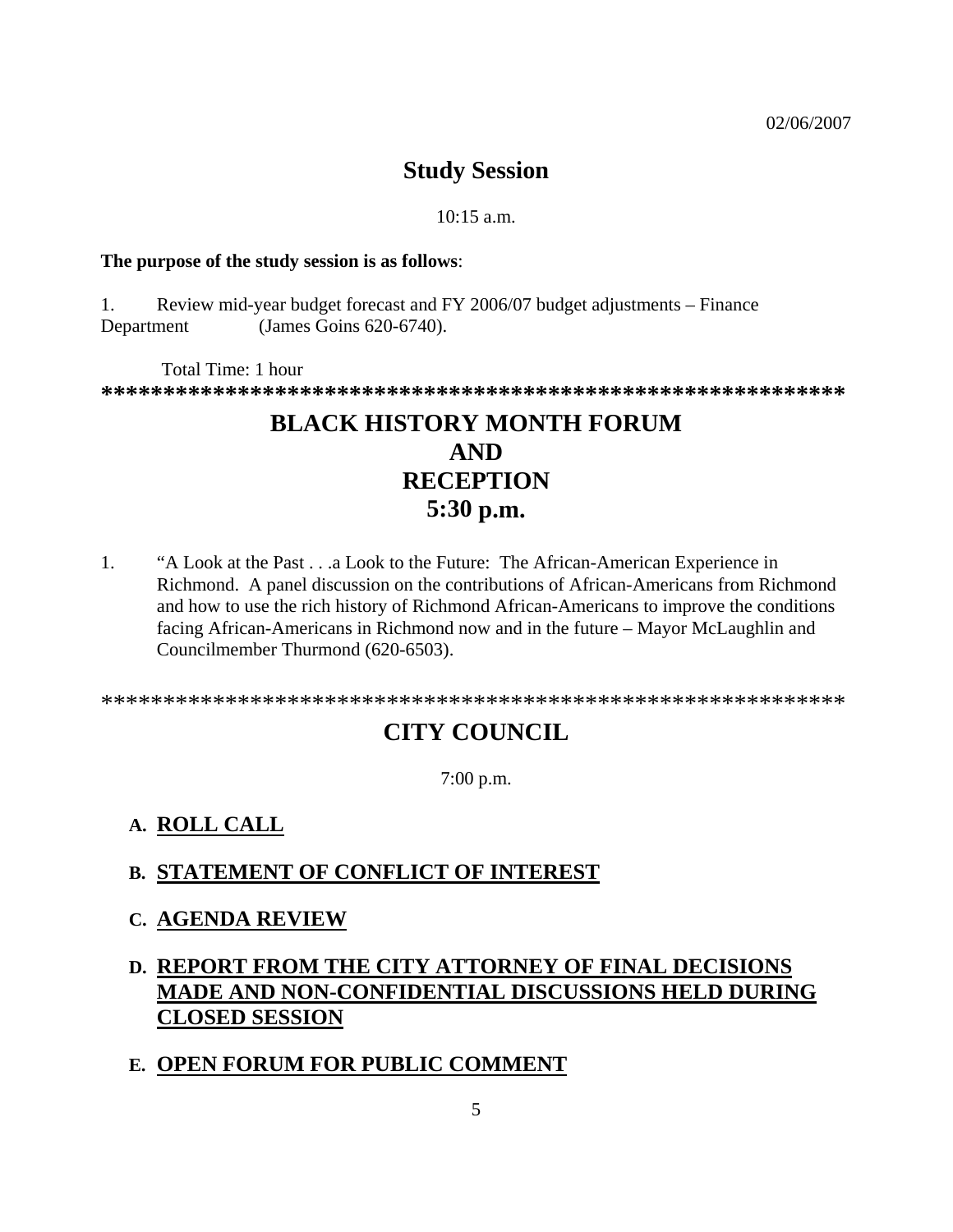02/06/2007

## Study Session

10:15 a.m.

**The purpose of the study session is as follows**:

1. Review mid-year budget forecast and FY 2006/07 budget adjustments – Finance Department (James Goins 620-6740).

Total Time: 1 hour

**************************************************************

## BLACK HISTORY MONTH FORUM AND RECEPTION 5:30 p.m.

1. "A Look at the Past . . .a Look to the Future: The African-American Experience in Richmond. A panel discussion on the contributions of African-Americans from Richmond and how to use the rich history of Richmond African-Americans to improve the conditions facing African-Americans in Richmond now and in the future – Mayor McLaughlin and Councilmember Thurmond (620-6503).

**************************************************************

## CITY COUNCIL

7:00 p.m.

### A. ROLL CALL

### B. STATEMENT OF CONFLICT OF INTEREST

### C. AGENDA REVIEW

### D. REPORT FROM THE CITY ATTORNEY OF FINAL DECISIONS MADE AND NON-CONFIDENTIAL DISCUSSIONS HELD DURING CLOSED SESSION

### E. OPEN FORUM FOR PUBLIC COMMENT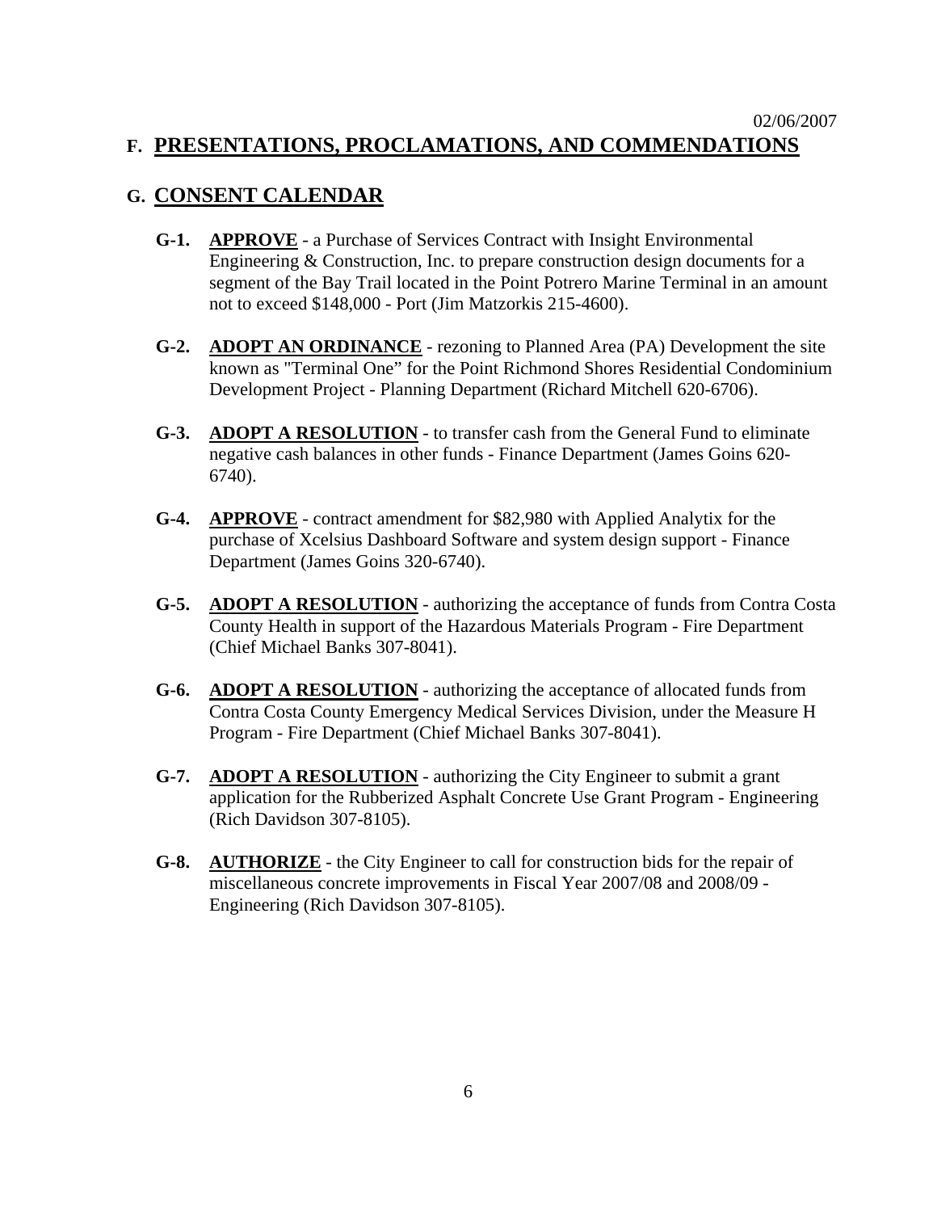02/06/2007

## F. PRESENTATIONS, PROCLAMATIONS, AND COMMENDATIONS

## G. CONSENT CALENDAR

**G-1.** **APPROVE** - a Purchase of Services Contract with Insight Environmental Engineering & Construction, Inc. to prepare construction design documents for a segment of the Bay Trail located in the Point Potrero Marine Terminal in an amount not to exceed $148,000 - Port (Jim Matzorkis 215-4600).

**G-2.** **ADOPT AN ORDINANCE** - rezoning to Planned Area (PA) Development the site known as "Terminal One" for the Point Richmond Shores Residential Condominium Development Project - Planning Department (Richard Mitchell 620-6706).

**G-3.** **ADOPT A RESOLUTION** - to transfer cash from the General Fund to eliminate negative cash balances in other funds - Finance Department (James Goins 620-6740).

**G-4.** **APPROVE** - contract amendment for $82,980 with Applied Analytix for the purchase of Xcelsius Dashboard Software and system design support - Finance Department (James Goins 320-6740).

**G-5.** **ADOPT A RESOLUTION** - authorizing the acceptance of funds from Contra Costa County Health in support of the Hazardous Materials Program - Fire Department (Chief Michael Banks 307-8041).

**G-6.** **ADOPT A RESOLUTION** - authorizing the acceptance of allocated funds from Contra Costa County Emergency Medical Services Division, under the Measure H Program - Fire Department (Chief Michael Banks 307-8041).

**G-7.** **ADOPT A RESOLUTION** - authorizing the City Engineer to submit a grant application for the Rubberized Asphalt Concrete Use Grant Program - Engineering (Rich Davidson 307-8105).

**G-8.** **AUTHORIZE** - the City Engineer to call for construction bids for the repair of miscellaneous concrete improvements in Fiscal Year 2007/08 and 2008/09 - Engineering (Rich Davidson 307-8105).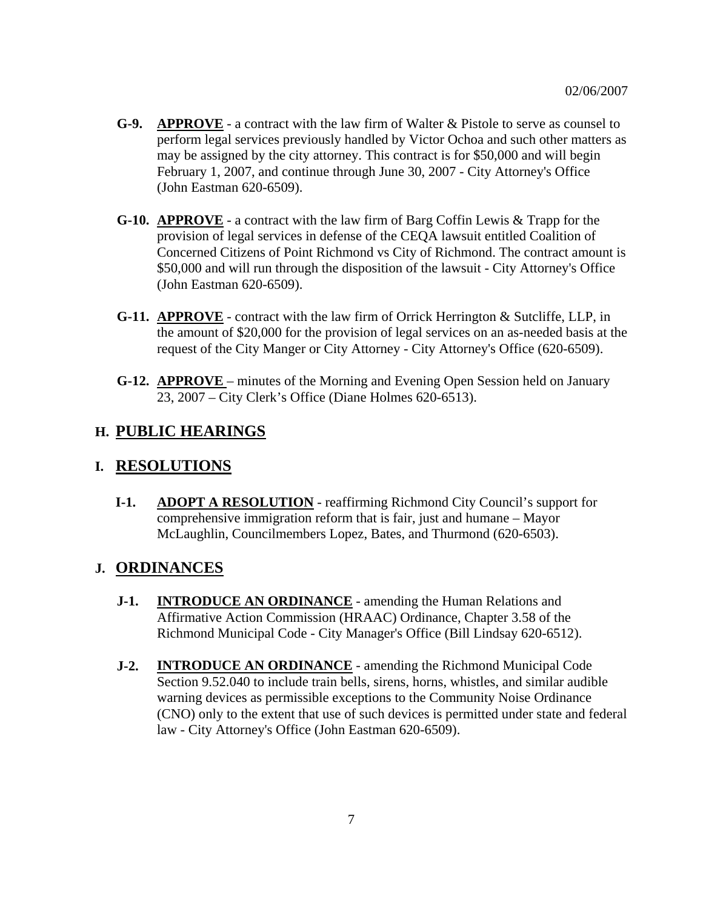02/06/2007

**G-9.** **APPROVE** - a contract with the law firm of Walter & Pistole to serve as counsel to perform legal services previously handled by Victor Ochoa and such other matters as may be assigned by the city attorney. This contract is for $50,000 and will begin February 1, 2007, and continue through June 30, 2007 - City Attorney's Office (John Eastman 620-6509).

**G-10.** **APPROVE** - a contract with the law firm of Barg Coffin Lewis & Trapp for the provision of legal services in defense of the CEQA lawsuit entitled Coalition of Concerned Citizens of Point Richmond vs City of Richmond. The contract amount is $50,000 and will run through the disposition of the lawsuit - City Attorney's Office (John Eastman 620-6509).

**G-11.** **APPROVE** - contract with the law firm of Orrick Herrington & Sutcliffe, LLP, in the amount of $20,000 for the provision of legal services on an as-needed basis at the request of the City Manger or City Attorney - City Attorney's Office (620-6509).

**G-12.** **APPROVE** – minutes of the Morning and Evening Open Session held on January 23, 2007 – City Clerk's Office (Diane Holmes 620-6513).

## H. PUBLIC HEARINGS

## I. RESOLUTIONS

**I-1.** **ADOPT A RESOLUTION** - reaffirming Richmond City Council's support for comprehensive immigration reform that is fair, just and humane – Mayor McLaughlin, Councilmembers Lopez, Bates, and Thurmond (620-6503).

## J. ORDINANCES

**J-1.** **INTRODUCE AN ORDINANCE** - amending the Human Relations and Affirmative Action Commission (HRAAC) Ordinance, Chapter 3.58 of the Richmond Municipal Code - City Manager's Office (Bill Lindsay 620-6512).

**J-2.** **INTRODUCE AN ORDINANCE** - amending the Richmond Municipal Code Section 9.52.040 to include train bells, sirens, horns, whistles, and similar audible warning devices as permissible exceptions to the Community Noise Ordinance (CNO) only to the extent that use of such devices is permitted under state and federal law - City Attorney's Office (John Eastman 620-6509).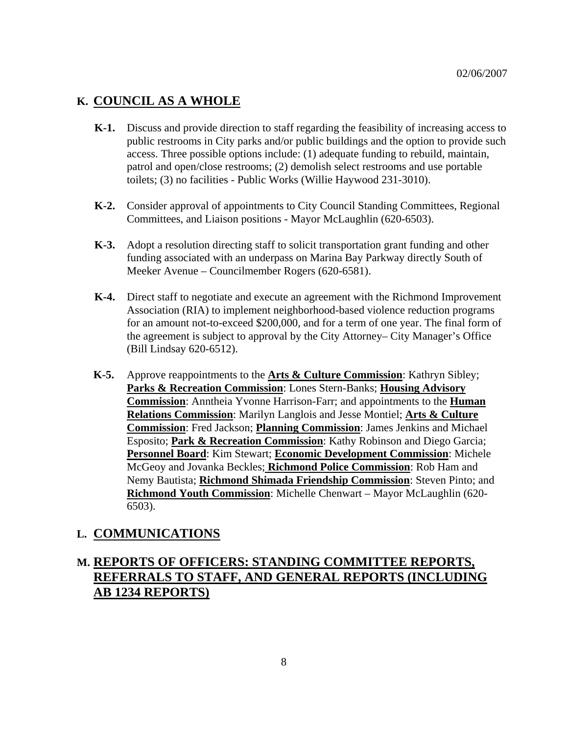02/06/2007

## K. COUNCIL AS A WHOLE

**K-1.** Discuss and provide direction to staff regarding the feasibility of increasing access to public restrooms in City parks and/or public buildings and the option to provide such access. Three possible options include: (1) adequate funding to rebuild, maintain, patrol and open/close restrooms; (2) demolish select restrooms and use portable toilets; (3) no facilities - Public Works (Willie Haywood 231-3010).

**K-2.** Consider approval of appointments to City Council Standing Committees, Regional Committees, and Liaison positions - Mayor McLaughlin (620-6503).

**K-3.** Adopt a resolution directing staff to solicit transportation grant funding and other funding associated with an underpass on Marina Bay Parkway directly South of Meeker Avenue – Councilmember Rogers (620-6581).

**K-4.** Direct staff to negotiate and execute an agreement with the Richmond Improvement Association (RIA) to implement neighborhood-based violence reduction programs for an amount not-to-exceed $200,000, and for a term of one year. The final form of the agreement is subject to approval by the City Attorney– City Manager's Office (Bill Lindsay 620-6512).

**K-5.** Approve reappointments to the **Arts & Culture Commission**: Kathryn Sibley; **Parks & Recreation Commission**: Lones Stern-Banks; **Housing Advisory Commission**: Anntheia Yvonne Harrison-Farr; and appointments to the **Human Relations Commission**: Marilyn Langlois and Jesse Montiel; **Arts & Culture Commission**: Fred Jackson; **Planning Commission**: James Jenkins and Michael Esposito; **Park & Recreation Commission**: Kathy Robinson and Diego Garcia; **Personnel Board**: Kim Stewart; **Economic Development Commission**: Michele McGeoy and Jovanka Beckles; **Richmond Police Commission**: Rob Ham and Nemy Bautista; **Richmond Shimada Friendship Commission**: Steven Pinto; and **Richmond Youth Commission**: Michelle Chenwart – Mayor McLaughlin (620-6503).

## L. COMMUNICATIONS

## M. REPORTS OF OFFICERS: STANDING COMMITTEE REPORTS, REFERRALS TO STAFF, AND GENERAL REPORTS (INCLUDING AB 1234 REPORTS)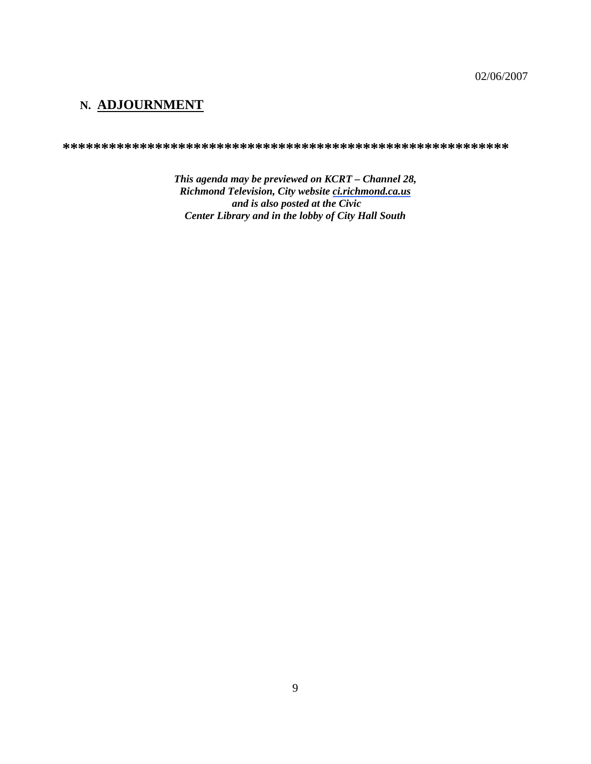02/06/2007

## N. ADJOURNMENT

**********************************************************

***This agenda may be previewed on KCRT – Channel 28,***
***Richmond Television, City website ci.richmond.ca.us***
***and is also posted at the Civic***
***Center Library and in the lobby of City Hall South***